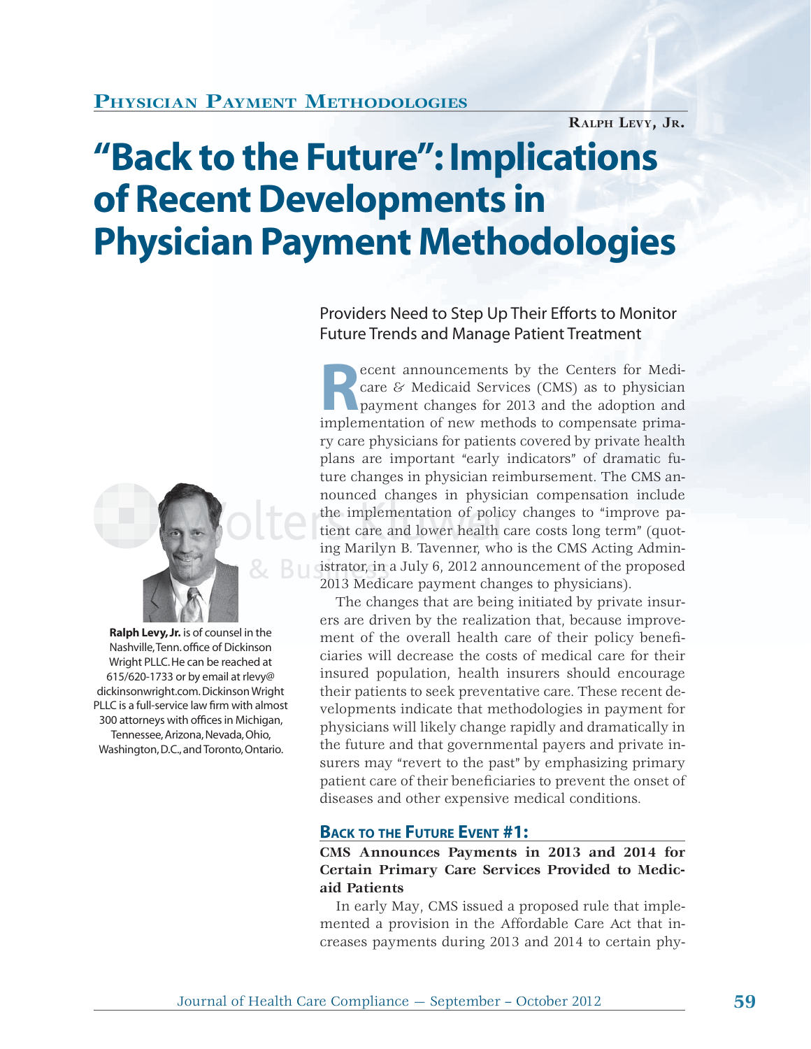**Physician Payment Methodologies**

**Ralph Levy, Jr.**

# "Back to the Future": Implications of Recent Developments in Physician Payment Methodologies

Providers Need to Step Up Their Efforts to Monitor Future Trends and Manage Patient Treatment

**Ralph Levy, Jr.** is of counsel in the Nashville, Tenn. office of Dickinson Wright PLLC. He can be reached at 615/620-1733 or by email at rlevy@dickinsonwright.com. Dickinson Wright PLLC is a full-service law firm with almost 300 attorneys with offices in Michigan, Tennessee, Arizona, Nevada, Ohio, Washington, D.C., and Toronto, Ontario.

Recent announcements by the Centers for Medicare & Medicaid Services (CMS) as to physician payment changes for 2013 and the adoption and implementation of new methods to compensate primary care physicians for patients covered by private health plans are important "early indicators" of dramatic future changes in physician reimbursement. The CMS announced changes in physician compensation include the implementation of policy changes to "improve patient care and lower health care costs long term" (quoting Marilyn B. Tavenner, who is the CMS Acting Administrator, in a July 6, 2012 announcement of the proposed 2013 Medicare payment changes to physicians).

The changes that are being initiated by private insurers are driven by the realization that, because improvement of the overall health care of their policy beneficiaries will decrease the costs of medical care for their insured population, health insurers should encourage their patients to seek preventative care. These recent developments indicate that methodologies in payment for physicians will likely change rapidly and dramatically in the future and that governmental payers and private insurers may "revert to the past" by emphasizing primary patient care of their beneficiaries to prevent the onset of diseases and other expensive medical conditions.

## Back to the Future Event #1:

**CMS Announces Payments in 2013 and 2014 for Certain Primary Care Services Provided to Medicaid Patients**

In early May, CMS issued a proposed rule that implemented a provision in the Affordable Care Act that increases payments during 2013 and 2014 to certain phy-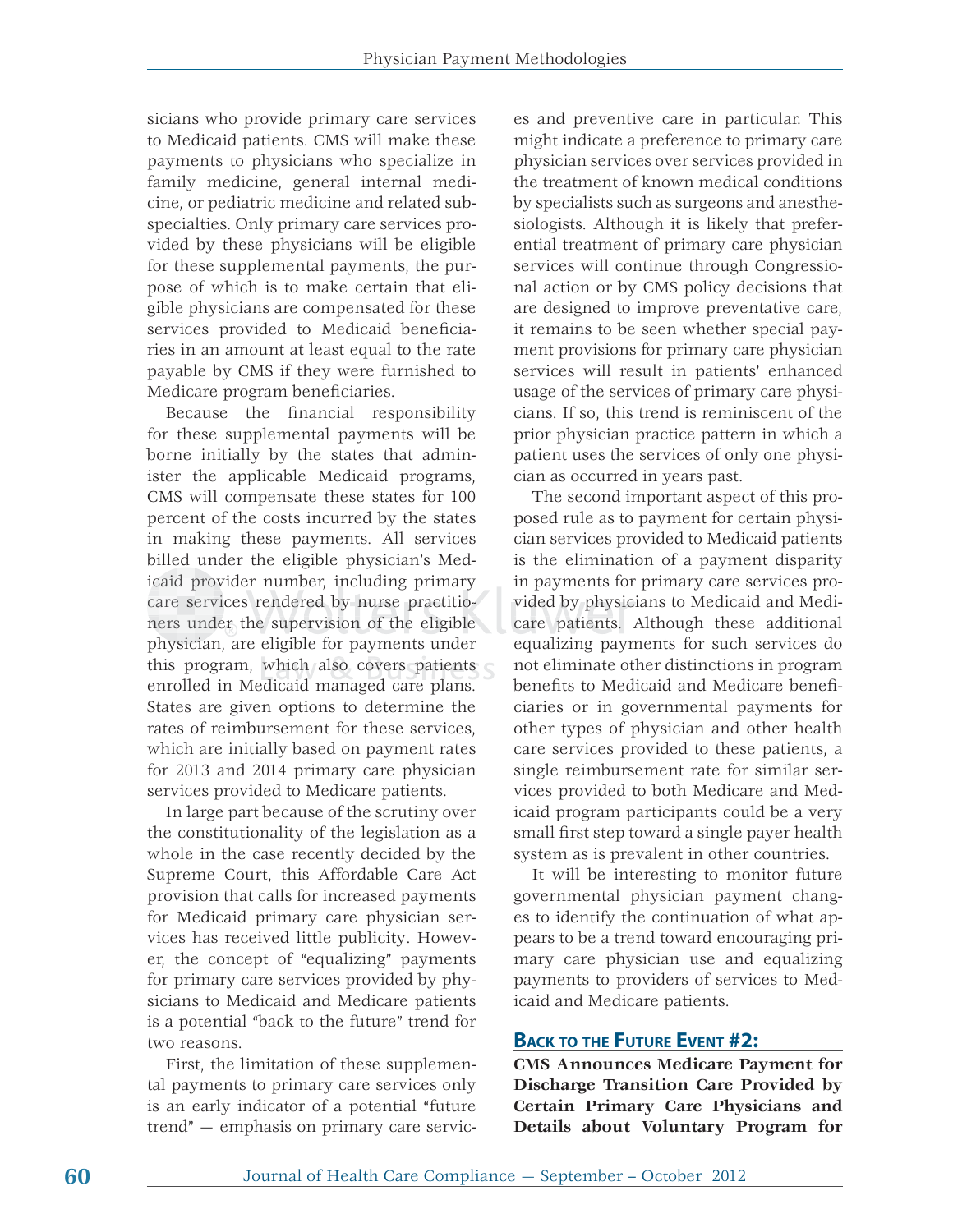sicians who provide primary care services to Medicaid patients. CMS will make these payments to physicians who specialize in family medicine, general internal medicine, or pediatric medicine and related subspecialties. Only primary care services provided by these physicians will be eligible for these supplemental payments, the purpose of which is to make certain that eligible physicians are compensated for these services provided to Medicaid beneficiaries in an amount at least equal to the rate payable by CMS if they were furnished to Medicare program beneficiaries.

Because the financial responsibility for these supplemental payments will be borne initially by the states that administer the applicable Medicaid programs, CMS will compensate these states for 100 percent of the costs incurred by the states in making these payments. All services billed under the eligible physician's Medicaid provider number, including primary care services rendered by nurse practitioners under the supervision of the eligible physician, are eligible for payments under this program, which also covers patients enrolled in Medicaid managed care plans. States are given options to determine the rates of reimbursement for these services, which are initially based on payment rates for 2013 and 2014 primary care physician services provided to Medicare patients.

In large part because of the scrutiny over the constitutionality of the legislation as a whole in the case recently decided by the Supreme Court, this Affordable Care Act provision that calls for increased payments for Medicaid primary care physician services has received little publicity. However, the concept of "equalizing" payments for primary care services provided by physicians to Medicaid and Medicare patients is a potential "back to the future" trend for two reasons.

First, the limitation of these supplemental payments to primary care services only is an early indicator of a potential "future trend" — emphasis on primary care services and preventive care in particular. This might indicate a preference to primary care physician services over services provided in the treatment of known medical conditions by specialists such as surgeons and anesthesiologists. Although it is likely that preferential treatment of primary care physician services will continue through Congressional action or by CMS policy decisions that are designed to improve preventative care, it remains to be seen whether special payment provisions for primary care physician services will result in patients' enhanced usage of the services of primary care physicians. If so, this trend is reminiscent of the prior physician practice pattern in which a patient uses the services of only one physician as occurred in years past.

The second important aspect of this proposed rule as to payment for certain physician services provided to Medicaid patients is the elimination of a payment disparity in payments for primary care services provided by physicians to Medicaid and Medicare patients. Although these additional equalizing payments for such services do not eliminate other distinctions in program benefits to Medicaid and Medicare beneficiaries or in governmental payments for other types of physician and other health care services provided to these patients, a single reimbursement rate for similar services provided to both Medicare and Medicaid program participants could be a very small first step toward a single payer health system as is prevalent in other countries.

It will be interesting to monitor future governmental physician payment changes to identify the continuation of what appears to be a trend toward encouraging primary care physician use and equalizing payments to providers of services to Medicaid and Medicare patients.

## Back to the Future Event #2:

**CMS Announces Medicare Payment for Discharge Transition Care Provided by Certain Primary Care Physicians and Details about Voluntary Program for**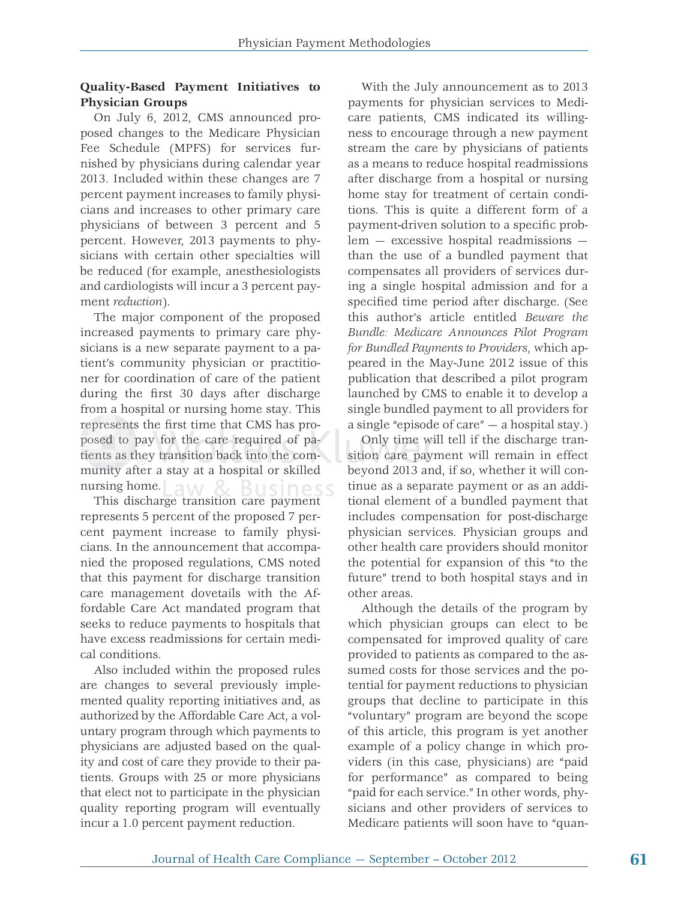### Quality-Based Payment Initiatives to Physician Groups

On July 6, 2012, CMS announced proposed changes to the Medicare Physician Fee Schedule (MPFS) for services furnished by physicians during calendar year 2013. Included within these changes are 7 percent payment increases to family physicians and increases to other primary care physicians of between 3 percent and 5 percent. However, 2013 payments to physicians with certain other specialties will be reduced (for example, anesthesiologists and cardiologists will incur a 3 percent payment *reduction*).

The major component of the proposed increased payments to primary care physicians is a new separate payment to a patient's community physician or practitioner for coordination of care of the patient during the first 30 days after discharge from a hospital or nursing home stay. This represents the first time that CMS has proposed to pay for the care required of patients as they transition back into the community after a stay at a hospital or skilled nursing home.

This discharge transition care payment represents 5 percent of the proposed 7 percent payment increase to family physicians. In the announcement that accompanied the proposed regulations, CMS noted that this payment for discharge transition care management dovetails with the Affordable Care Act mandated program that seeks to reduce payments to hospitals that have excess readmissions for certain medical conditions.

Also included within the proposed rules are changes to several previously implemented quality reporting initiatives and, as authorized by the Affordable Care Act, a voluntary program through which payments to physicians are adjusted based on the quality and cost of care they provide to their patients. Groups with 25 or more physicians that elect not to participate in the physician quality reporting program will eventually incur a 1.0 percent payment reduction.

With the July announcement as to 2013 payments for physician services to Medicare patients, CMS indicated its willingness to encourage through a new payment stream the care by physicians of patients as a means to reduce hospital readmissions after discharge from a hospital or nursing home stay for treatment of certain conditions. This is quite a different form of a payment-driven solution to a specific problem — excessive hospital readmissions — than the use of a bundled payment that compensates all providers of services during a single hospital admission and for a specified time period after discharge. (See this author's article entitled *Beware the Bundle: Medicare Announces Pilot Program for Bundled Payments to Providers*, which appeared in the May-June 2012 issue of this publication that described a pilot program launched by CMS to enable it to develop a single bundled payment to all providers for a single "episode of care" — a hospital stay.)

Only time will tell if the discharge transition care payment will remain in effect beyond 2013 and, if so, whether it will continue as a separate payment or as an additional element of a bundled payment that includes compensation for post-discharge physician services. Physician groups and other health care providers should monitor the potential for expansion of this "to the future" trend to both hospital stays and in other areas.

Although the details of the program by which physician groups can elect to be compensated for improved quality of care provided to patients as compared to the assumed costs for those services and the potential for payment reductions to physician groups that decline to participate in this "voluntary" program are beyond the scope of this article, this program is yet another example of a policy change in which providers (in this case, physicians) are "paid for performance" as compared to being "paid for each service." In other words, physicians and other providers of services to Medicare patients will soon have to "quan-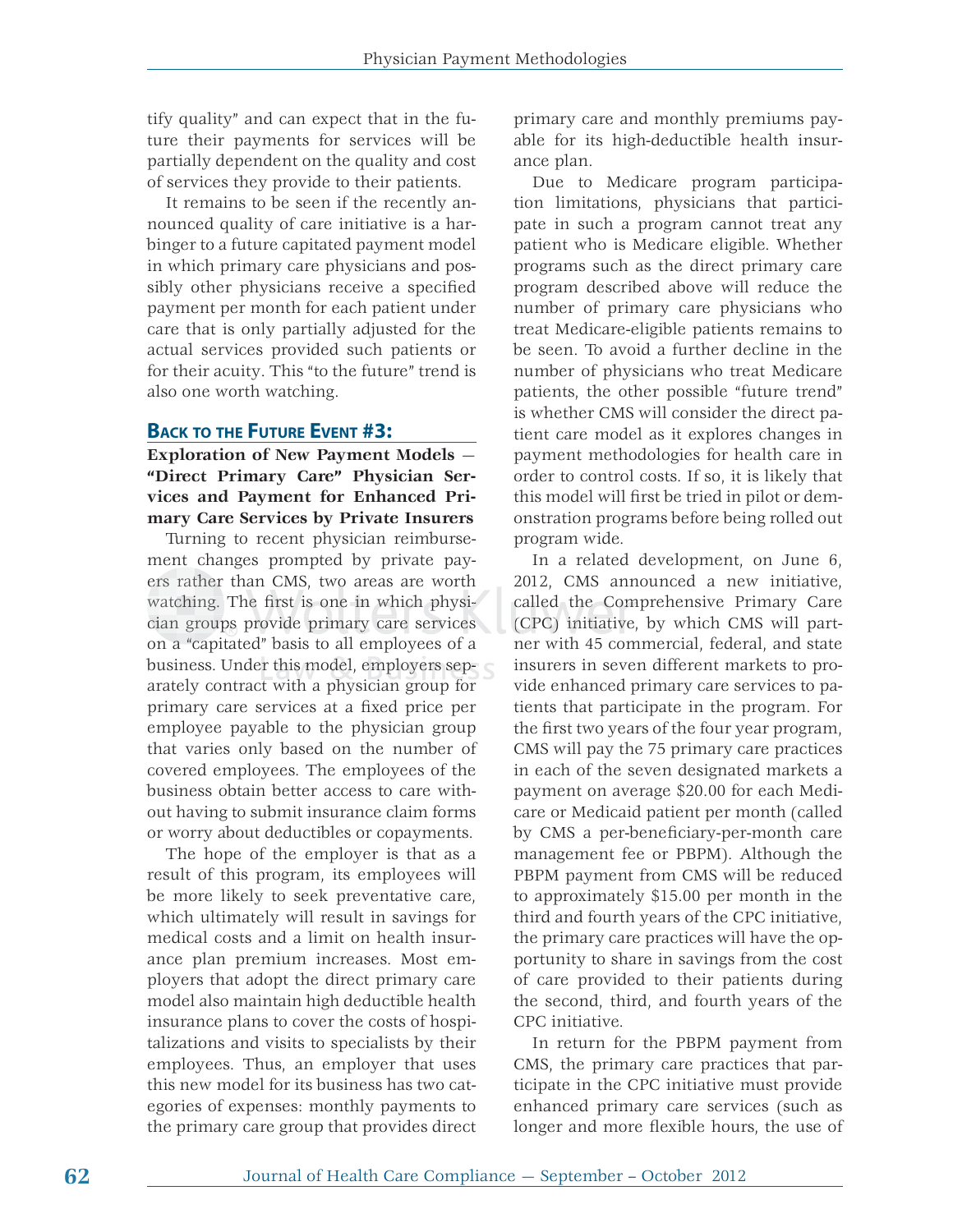tify quality" and can expect that in the future their payments for services will be partially dependent on the quality and cost of services they provide to their patients.

It remains to be seen if the recently announced quality of care initiative is a harbinger to a future capitated payment model in which primary care physicians and possibly other physicians receive a specified payment per month for each patient under care that is only partially adjusted for the actual services provided such patients or for their acuity. This "to the future" trend is also one worth watching.

## Back to the Future Event #3:

**Exploration of New Payment Models — "Direct Primary Care" Physician Services and Payment for Enhanced Primary Care Services by Private Insurers**

Turning to recent physician reimbursement changes prompted by private payers rather than CMS, two areas are worth watching. The first is one in which physician groups provide primary care services on a "capitated" basis to all employees of a business. Under this model, employers separately contract with a physician group for primary care services at a fixed price per employee payable to the physician group that varies only based on the number of covered employees. The employees of the business obtain better access to care without having to submit insurance claim forms or worry about deductibles or copayments.

The hope of the employer is that as a result of this program, its employees will be more likely to seek preventative care, which ultimately will result in savings for medical costs and a limit on health insurance plan premium increases. Most employers that adopt the direct primary care model also maintain high deductible health insurance plans to cover the costs of hospitalizations and visits to specialists by their employees. Thus, an employer that uses this new model for its business has two categories of expenses: monthly payments to the primary care group that provides direct primary care and monthly premiums payable for its high-deductible health insurance plan.

Due to Medicare program participation limitations, physicians that participate in such a program cannot treat any patient who is Medicare eligible. Whether programs such as the direct primary care program described above will reduce the number of primary care physicians who treat Medicare-eligible patients remains to be seen. To avoid a further decline in the number of physicians who treat Medicare patients, the other possible "future trend" is whether CMS will consider the direct patient care model as it explores changes in payment methodologies for health care in order to control costs. If so, it is likely that this model will first be tried in pilot or demonstration programs before being rolled out program wide.

In a related development, on June 6, 2012, CMS announced a new initiative, called the Comprehensive Primary Care (CPC) initiative, by which CMS will partner with 45 commercial, federal, and state insurers in seven different markets to provide enhanced primary care services to patients that participate in the program. For the first two years of the four year program, CMS will pay the 75 primary care practices in each of the seven designated markets a payment on average $20.00 for each Medicare or Medicaid patient per month (called by CMS a per-beneficiary-per-month care management fee or PBPM). Although the PBPM payment from CMS will be reduced to approximately $15.00 per month in the third and fourth years of the CPC initiative, the primary care practices will have the opportunity to share in savings from the cost of care provided to their patients during the second, third, and fourth years of the CPC initiative.

In return for the PBPM payment from CMS, the primary care practices that participate in the CPC initiative must provide enhanced primary care services (such as longer and more flexible hours, the use of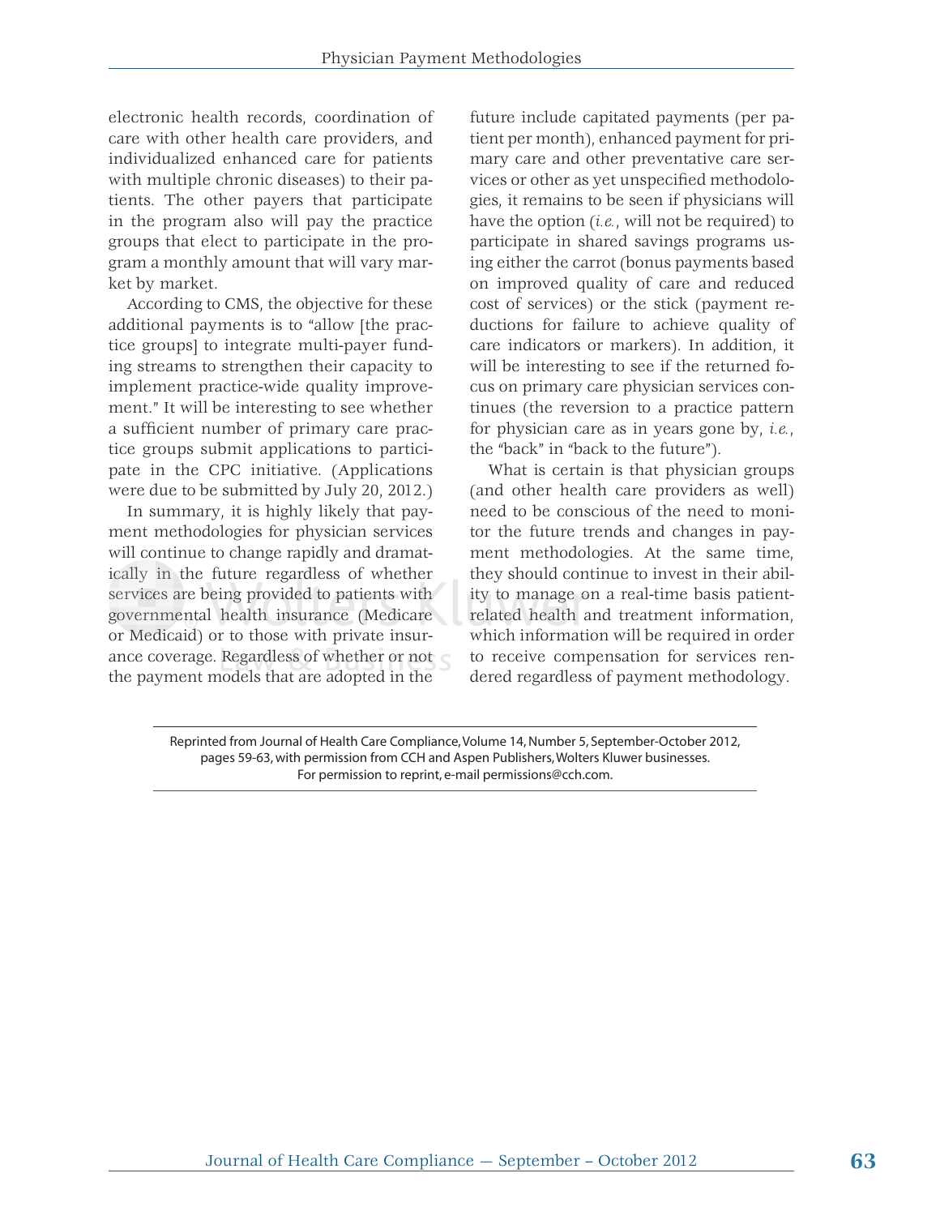electronic health records, coordination of care with other health care providers, and individualized enhanced care for patients with multiple chronic diseases) to their patients. The other payers that participate in the program also will pay the practice groups that elect to participate in the program a monthly amount that will vary market by market.

According to CMS, the objective for these additional payments is to "allow [the practice groups] to integrate multi-payer funding streams to strengthen their capacity to implement practice-wide quality improvement." It will be interesting to see whether a sufficient number of primary care practice groups submit applications to participate in the CPC initiative. (Applications were due to be submitted by July 20, 2012.)

In summary, it is highly likely that payment methodologies for physician services will continue to change rapidly and dramatically in the future regardless of whether services are being provided to patients with governmental health insurance (Medicare or Medicaid) or to those with private insurance coverage. Regardless of whether or not the payment models that are adopted in the future include capitated payments (per patient per month), enhanced payment for primary care and other preventative care services or other as yet unspecified methodologies, it remains to be seen if physicians will have the option (*i.e.*, will not be required) to participate in shared savings programs using either the carrot (bonus payments based on improved quality of care and reduced cost of services) or the stick (payment reductions for failure to achieve quality of care indicators or markers). In addition, it will be interesting to see if the returned focus on primary care physician services continues (the reversion to a practice pattern for physician care as in years gone by, *i.e.*, the "back" in "back to the future").

What is certain is that physician groups (and other health care providers as well) need to be conscious of the need to monitor the future trends and changes in payment methodologies. At the same time, they should continue to invest in their ability to manage on a real-time basis patient-related health and treatment information, which information will be required in order to receive compensation for services rendered regardless of payment methodology.

---

Reprinted from Journal of Health Care Compliance, Volume 14, Number 5, September-October 2012, pages 59-63, with permission from CCH and Aspen Publishers, Wolters Kluwer businesses. For permission to reprint, e-mail permissions@cch.com.